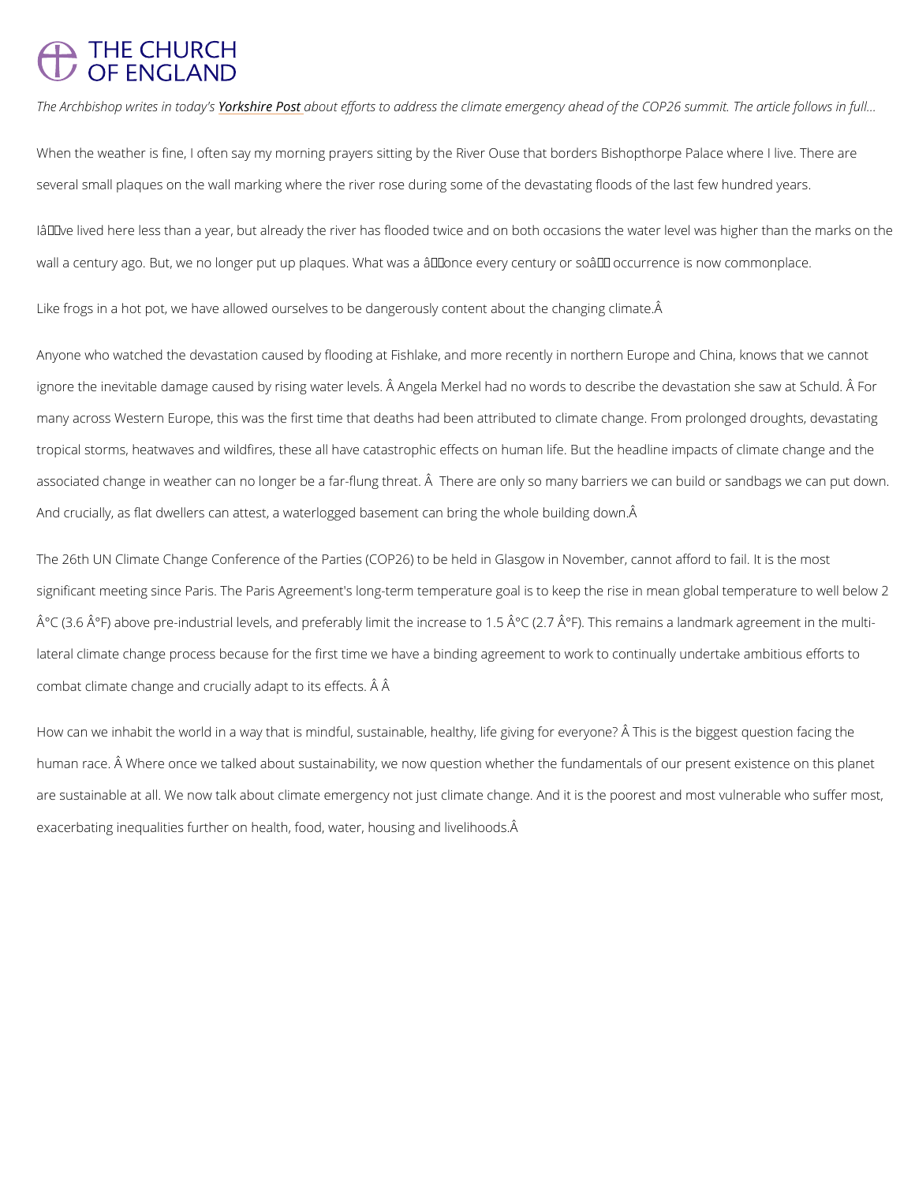# THE CHURCH OF ENGLAND

*The Archbishop writes in today's Yorkshire Post about efforts to address the climate emergency ahead of the COP26 summit. The article follows in full...*

When the weather is fine, I often say my morning prayers sitting by the River Ouse that borders Bishopthorpe Palace where I live. There are several small plaques on the wall marking where the river rose during some of the devastating floods of the last few hundred years.

Iâ€™ve lived here less than a year, but already the river has flooded twice and on both occasions the water level was higher than the marks on the wall a century ago. But, we no longer put up plaques. What was a â€˜once every century or soâ€™ occurrence is now commonplace.

Like frogs in a hot pot, we have allowed ourselves to be dangerously content about the changing climate.Â

Anyone who watched the devastation caused by flooding at Fishlake, and more recently in northern Europe and China, knows that we cannot ignore the inevitable damage caused by rising water levels. Â Angela Merkel had no words to describe the devastation she saw at Schuld. Â For many across Western Europe, this was the first time that deaths had been attributed to climate change. From prolonged droughts, devastating tropical storms, heatwaves and wildfires, these all have catastrophic effects on human life. But the headline impacts of climate change and the associated change in weather can no longer be a far-flung threat. Â There are only so many barriers we can build or sandbags we can put down. And crucially, as flat dwellers can attest, a waterlogged basement can bring the whole building down.Â

The 26th UN Climate Change Conference of the Parties (COP26) to be held in Glasgow in November, cannot afford to fail. It is the most significant meeting since Paris. The Paris Agreement's long-term temperature goal is to keep the rise in mean global temperature to well below 2 Â°C (3.6 Â°F) above pre-industrial levels, and preferably limit the increase to 1.5 Â°C (2.7 Â°F). This remains a landmark agreement in the multi-lateral climate change process because for the first time we have a binding agreement to work to continually undertake ambitious efforts to combat climate change and crucially adapt to its effects. Â Â

How can we inhabit the world in a way that is mindful, sustainable, healthy, life giving for everyone? Â This is the biggest question facing the human race. Â Where once we talked about sustainability, we now question whether the fundamentals of our present existence on this planet are sustainable at all. We now talk about climate emergency not just climate change. And it is the poorest and most vulnerable who suffer most, exacerbating inequalities further on health, food, water, housing and livelihoods.Â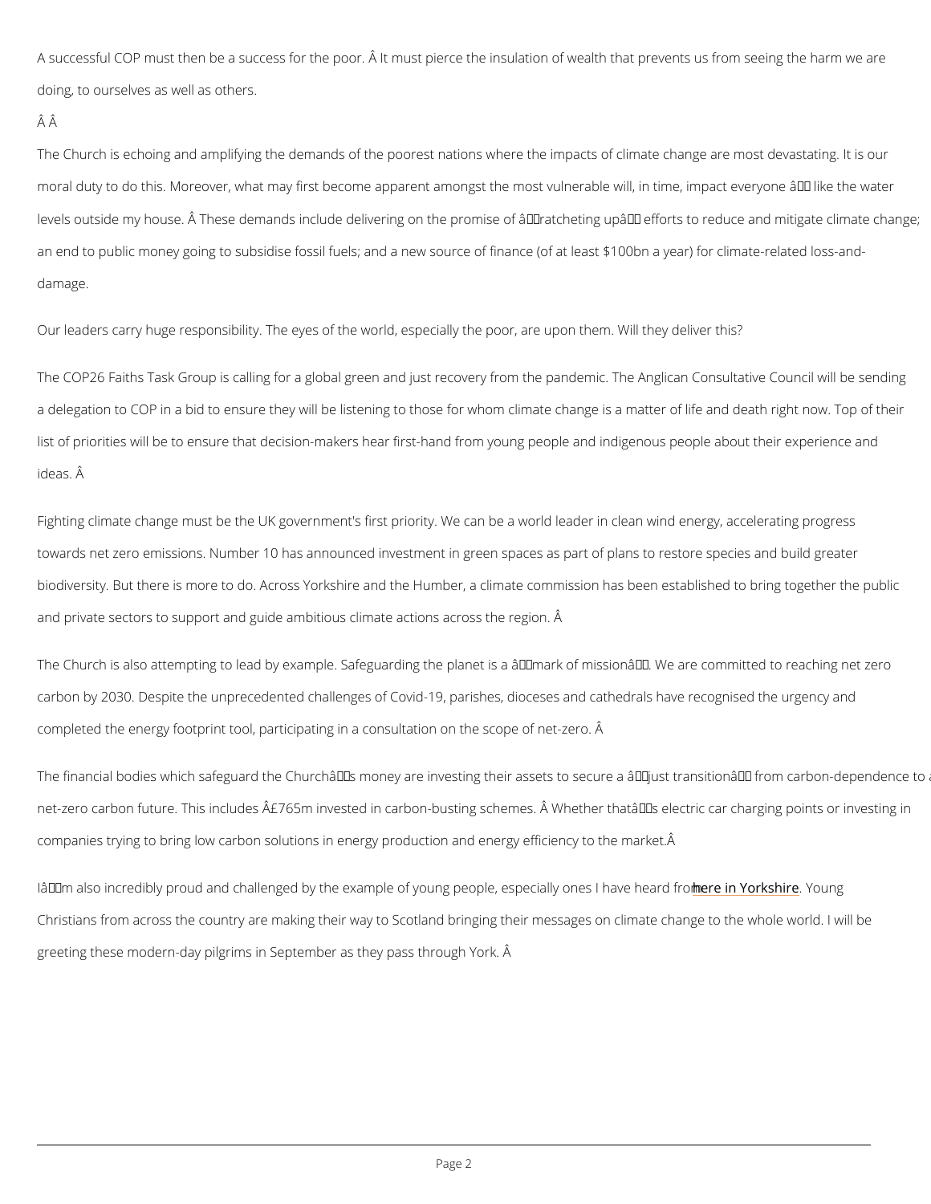A successful COP must then be a success for the poor. It must pierce the insulation of wealth that prevents us from seeing the harm we are doing, to ourselves as well as others.

The Church is echoing and amplifying the demands of the poorest nations where the impacts of climate change are most devastating. It is our moral duty to do this. Moreover, what may first become apparent amongst the most vulnerable will, in time, impact everyone – like the water levels outside my house. These demands include delivering on the promise of 'ratcheting up' efforts to reduce and mitigate climate change; an end to public money going to subsidise fossil fuels; and a new source of finance (of at least $100bn a year) for climate-related loss-and-damage.

Our leaders carry huge responsibility. The eyes of the world, especially the poor, are upon them. Will they deliver this?

The COP26 Faiths Task Group is calling for a global green and just recovery from the pandemic. The Anglican Consultative Council will be sending a delegation to COP in a bid to ensure they will be listening to those for whom climate change is a matter of life and death right now. Top of their list of priorities will be to ensure that decision-makers hear first-hand from young people and indigenous people about their experience and ideas.

Fighting climate change must be the UK government's first priority. We can be a world leader in clean wind energy, accelerating progress towards net zero emissions. Number 10 has announced investment in green spaces as part of plans to restore species and build greater biodiversity. But there is more to do. Across Yorkshire and the Humber, a climate commission has been established to bring together the public and private sectors to support and guide ambitious climate actions across the region.

The Church is also attempting to lead by example. Safeguarding the planet is a 'mark of mission'. We are committed to reaching net zero carbon by 2030. Despite the unprecedented challenges of Covid-19, parishes, dioceses and cathedrals have recognised the urgency and completed the energy footprint tool, participating in a consultation on the scope of net-zero.

The financial bodies which safeguard the Church's money are investing their assets to secure a 'just transition' from carbon-dependence to a net-zero carbon future. This includes £765m invested in carbon-busting schemes. Whether that's electric car charging points or investing in companies trying to bring low carbon solutions in energy production and energy efficiency to the market.

I'm also incredibly proud and challenged by the example of young people, especially ones I have heard from here in Yorkshire. Young Christians from across the country are making their way to Scotland bringing their messages on climate change to the whole world. I will be greeting these modern-day pilgrims in September as they pass through York.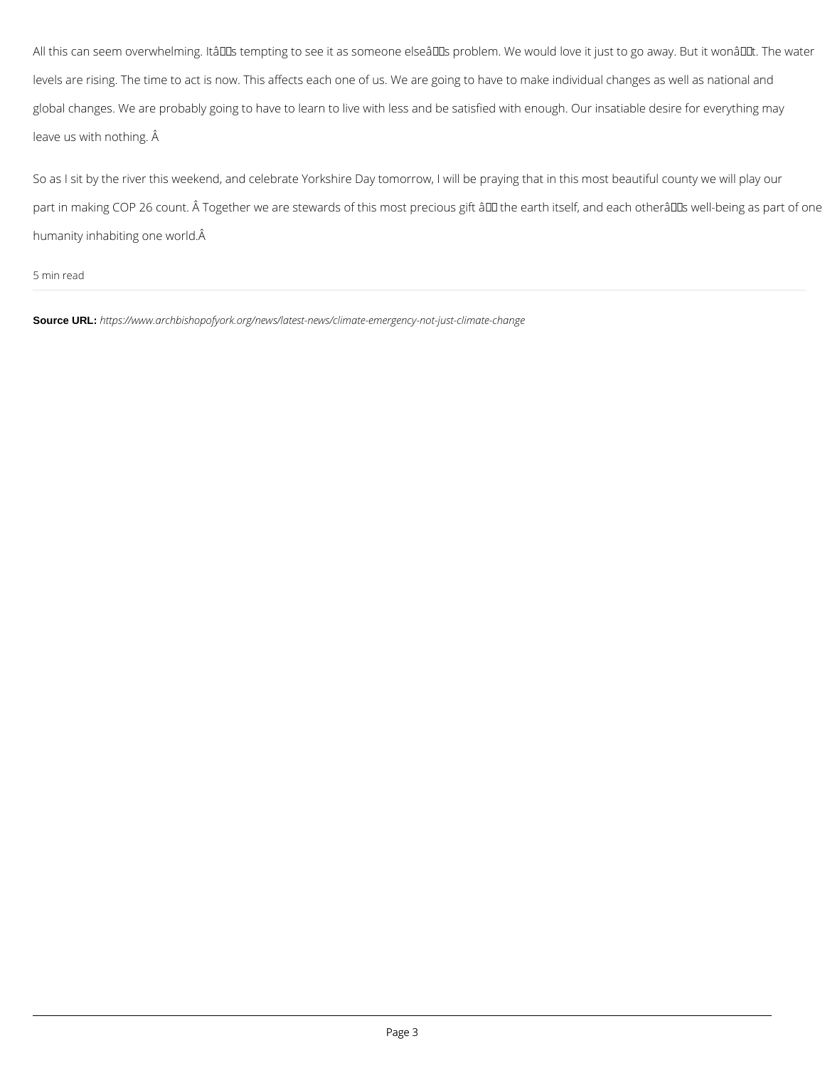All this can seem overwhelming. Itâs tempting to see it as someone elseâs problem. We would love it just to go away. But it wonât. The water levels are rising. The time to act is now. This affects each one of us. We are going to have to make individual changes as well as national and global changes. We are probably going to have to learn to live with less and be satisfied with enough. Our insatiable desire for everything may leave us with nothing. Â

So as I sit by the river this weekend, and celebrate Yorkshire Day tomorrow, I will be praying that in this most beautiful county we will play our part in making COP 26 count. Â Together we are stewards of this most precious gift â the earth itself, and each otherâs well-being as part of one humanity inhabiting one world.Â

5 min read

**Source URL:** *https://www.archbishopofyork.org/news/latest-news/climate-emergency-not-just-climate-change*